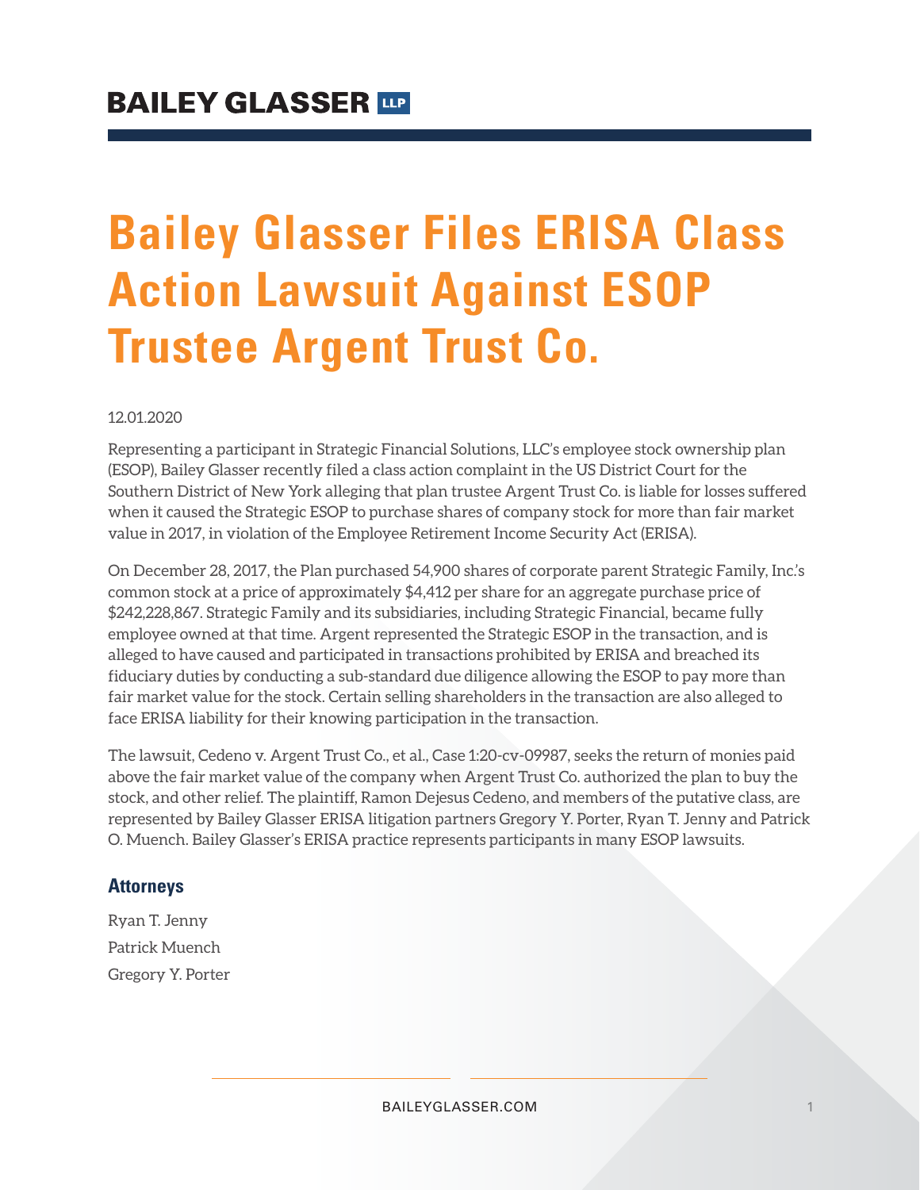# Bailey Glasser Files ERISA Class Action Lawsuit Against ESOP Trustee Argent Trust Co.

12.01.2020

Representing a participant in Strategic Financial Solutions, LLC's employee stock ownership plan (ESOP), Bailey Glasser recently filed a class action complaint in the US District Court for the Southern District of New York alleging that plan trustee Argent Trust Co. is liable for losses suffered when it caused the Strategic ESOP to purchase shares of company stock for more than fair market value in 2017, in violation of the Employee Retirement Income Security Act (ERISA).

On December 28, 2017, the Plan purchased 54,900 shares of corporate parent Strategic Family, Inc.'s common stock at a price of approximately $4,412 per share for an aggregate purchase price of $242,228,867. Strategic Family and its subsidiaries, including Strategic Financial, became fully employee owned at that time. Argent represented the Strategic ESOP in the transaction, and is alleged to have caused and participated in transactions prohibited by ERISA and breached its fiduciary duties by conducting a sub-standard due diligence allowing the ESOP to pay more than fair market value for the stock. Certain selling shareholders in the transaction are also alleged to face ERISA liability for their knowing participation in the transaction.

The lawsuit, Cedeno v. Argent Trust Co., et al., Case 1:20-cv-09987, seeks the return of monies paid above the fair market value of the company when Argent Trust Co. authorized the plan to buy the stock, and other relief. The plaintiff, Ramon Dejesus Cedeno, and members of the putative class, are represented by Bailey Glasser ERISA litigation partners Gregory Y. Porter, Ryan T. Jenny and Patrick O. Muench. Bailey Glasser's ERISA practice represents participants in many ESOP lawsuits.

### Attorneys

Ryan T. Jenny

Patrick Muench

Gregory Y. Porter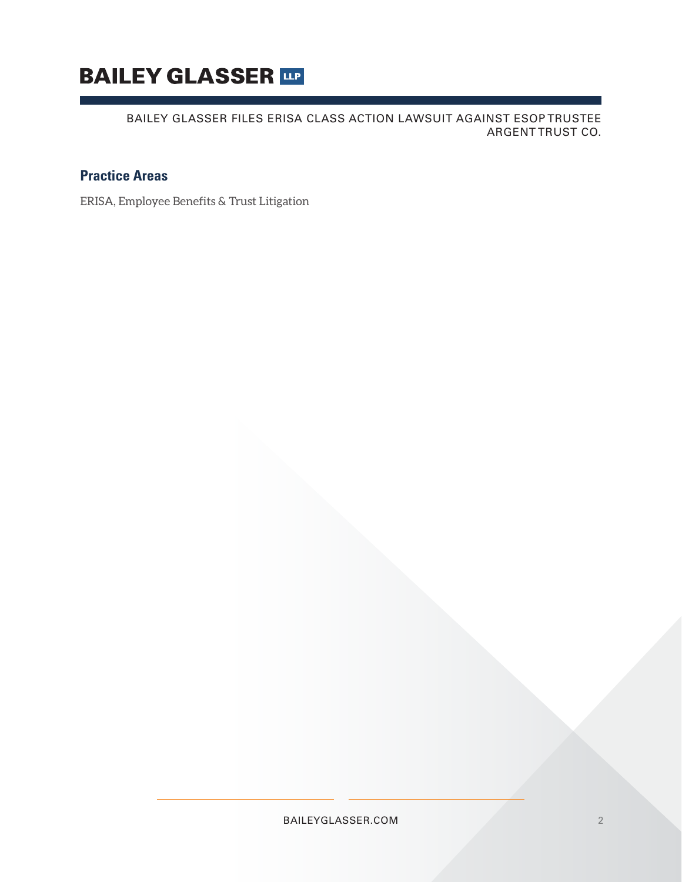## Practice Areas

ERISA, Employee Benefits & Trust Litigation